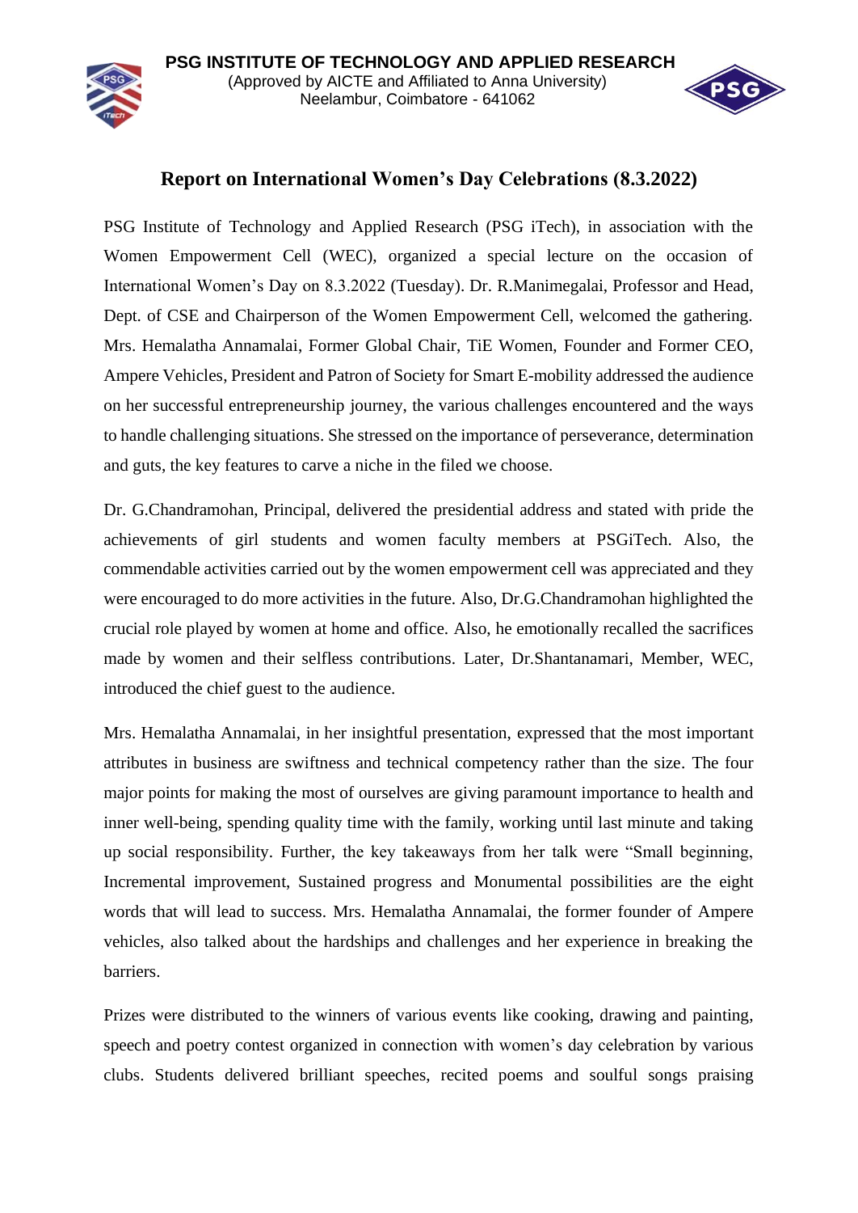**PSG INSTITUTE OF TECHNOLOGY AND APPLIED RESEARCH**
(Approved by AICTE and Affiliated to Anna University)
Neelambur, Coimbatore - 641062

## Report on International Women's Day Celebrations (8.3.2022)

PSG Institute of Technology and Applied Research (PSG iTech), in association with the Women Empowerment Cell (WEC), organized a special lecture on the occasion of International Women's Day on 8.3.2022 (Tuesday). Dr. R.Manimegalai, Professor and Head, Dept. of CSE and Chairperson of the Women Empowerment Cell, welcomed the gathering. Mrs. Hemalatha Annamalai, Former Global Chair, TiE Women, Founder and Former CEO, Ampere Vehicles, President and Patron of Society for Smart E-mobility addressed the audience on her successful entrepreneurship journey, the various challenges encountered and the ways to handle challenging situations. She stressed on the importance of perseverance, determination and guts, the key features to carve a niche in the filed we choose.

Dr. G.Chandramohan, Principal, delivered the presidential address and stated with pride the achievements of girl students and women faculty members at PSGiTech. Also, the commendable activities carried out by the women empowerment cell was appreciated and they were encouraged to do more activities in the future. Also, Dr.G.Chandramohan highlighted the crucial role played by women at home and office. Also, he emotionally recalled the sacrifices made by women and their selfless contributions. Later, Dr.Shantanamari, Member, WEC, introduced the chief guest to the audience.

Mrs. Hemalatha Annamalai, in her insightful presentation, expressed that the most important attributes in business are swiftness and technical competency rather than the size. The four major points for making the most of ourselves are giving paramount importance to health and inner well-being, spending quality time with the family, working until last minute and taking up social responsibility. Further, the key takeaways from her talk were "Small beginning, Incremental improvement, Sustained progress and Monumental possibilities are the eight words that will lead to success. Mrs. Hemalatha Annamalai, the former founder of Ampere vehicles, also talked about the hardships and challenges and her experience in breaking the barriers.

Prizes were distributed to the winners of various events like cooking, drawing and painting, speech and poetry contest organized in connection with women's day celebration by various clubs. Students delivered brilliant speeches, recited poems and soulful songs praising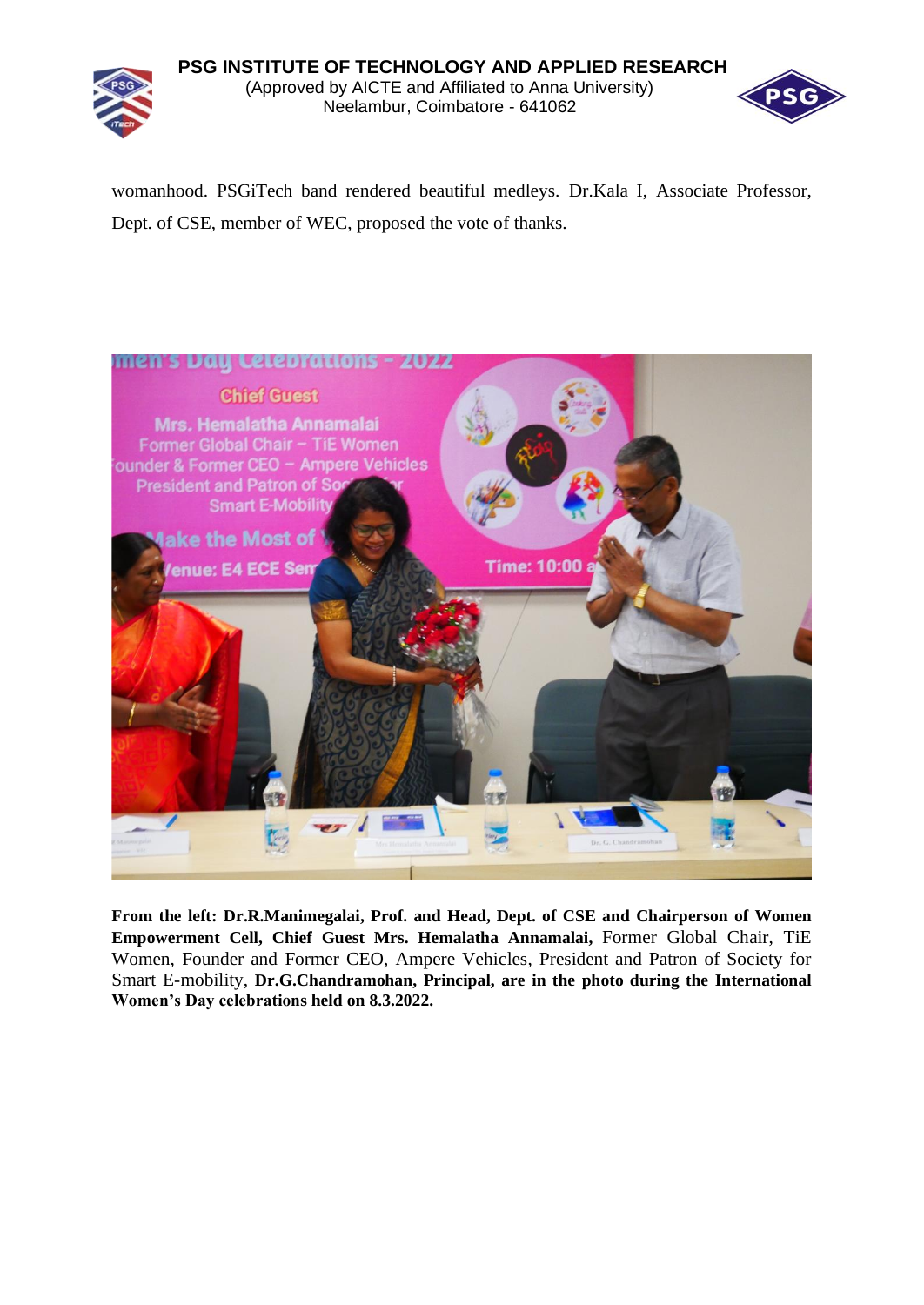womanhood. PSGiTech band rendered beautiful medleys. Dr.Kala I, Associate Professor, Dept. of CSE, member of WEC, proposed the vote of thanks.

**From the left: Dr.R.Manimegalai, Prof. and Head, Dept. of CSE and Chairperson of Women Empowerment Cell, Chief Guest Mrs. Hemalatha Annamalai,** Former Global Chair, TiE Women, Founder and Former CEO, Ampere Vehicles, President and Patron of Society for Smart E-mobility, **Dr.G.Chandramohan, Principal, are in the photo during the International Women's Day celebrations held on 8.3.2022.**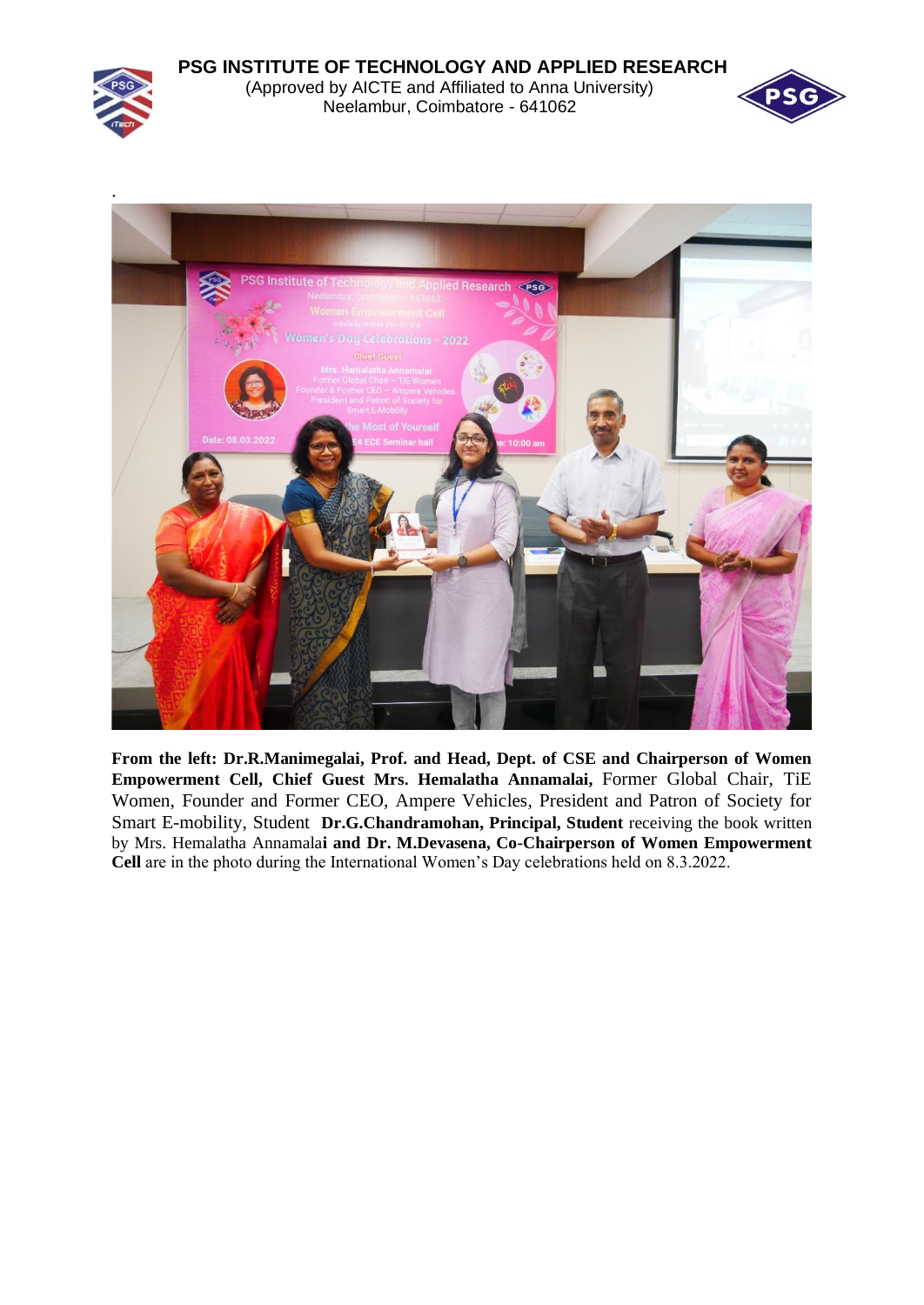PSG INSTITUTE OF TECHNOLOGY AND APPLIED RESEARCH
(Approved by AICTE and Affiliated to Anna University)
Neelambur, Coimbatore - 641062

.

**From the left: Dr.R.Manimegalai, Prof. and Head, Dept. of CSE and Chairperson of Women Empowerment Cell, Chief Guest Mrs. Hemalatha Annamalai,** Former Global Chair, TiE Women, Founder and Former CEO, Ampere Vehicles, President and Patron of Society for Smart E-mobility, Student **Dr.G.Chandramohan, Principal, Student** receiving the book written by Mrs. Hemalatha Annamala**i and Dr. M.Devasena, Co-Chairperson of Women Empowerment Cell** are in the photo during the International Women's Day celebrations held on 8.3.2022.